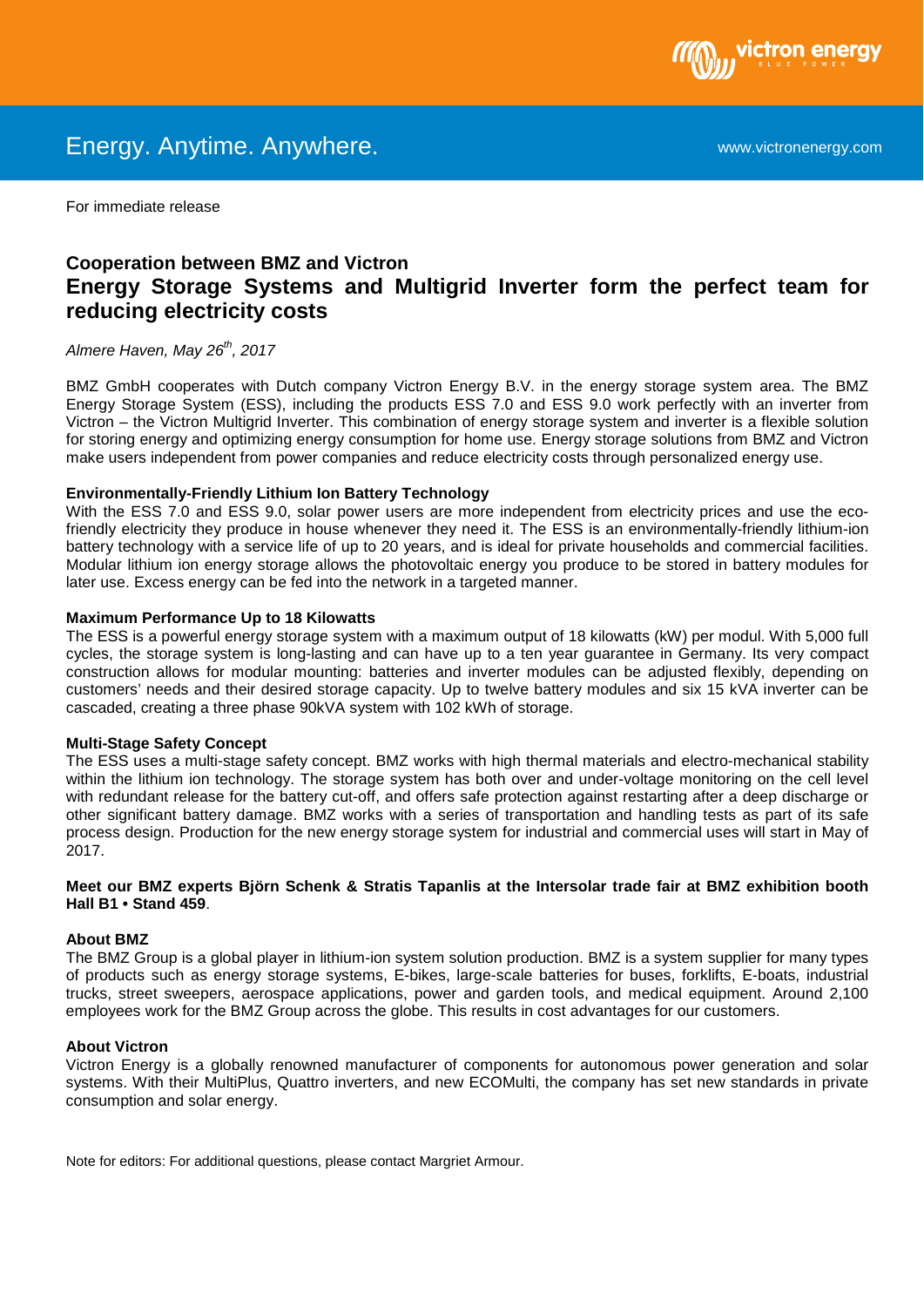Energy. Anytime. Anywhere.

www.victronenergy.com

For immediate release

# Cooperation between BMZ and Victron

## Energy Storage Systems and Multigrid Inverter form the perfect team for reducing electricity costs

*Almere Haven, May 26th, 2017*

BMZ GmbH cooperates with Dutch company Victron Energy B.V. in the energy storage system area. The BMZ Energy Storage System (ESS), including the products ESS 7.0 and ESS 9.0 work perfectly with an inverter from Victron – the Victron Multigrid Inverter. This combination of energy storage system and inverter is a flexible solution for storing energy and optimizing energy consumption for home use. Energy storage solutions from BMZ and Victron make users independent from power companies and reduce electricity costs through personalized energy use.

**Environmentally-Friendly Lithium Ion Battery Technology**

With the ESS 7.0 and ESS 9.0, solar power users are more independent from electricity prices and use the eco-friendly electricity they produce in house whenever they need it. The ESS is an environmentally-friendly lithium-ion battery technology with a service life of up to 20 years, and is ideal for private households and commercial facilities. Modular lithium ion energy storage allows the photovoltaic energy you produce to be stored in battery modules for later use. Excess energy can be fed into the network in a targeted manner.

**Maximum Performance Up to 18 Kilowatts**

The ESS is a powerful energy storage system with a maximum output of 18 kilowatts (kW) per modul. With 5,000 full cycles, the storage system is long-lasting and can have up to a ten year guarantee in Germany. Its very compact construction allows for modular mounting: batteries and inverter modules can be adjusted flexibly, depending on customers' needs and their desired storage capacity. Up to twelve battery modules and six 15 kVA inverter can be cascaded, creating a three phase 90kVA system with 102 kWh of storage.

**Multi-Stage Safety Concept**

The ESS uses a multi-stage safety concept. BMZ works with high thermal materials and electro-mechanical stability within the lithium ion technology. The storage system has both over and under-voltage monitoring on the cell level with redundant release for the battery cut-off, and offers safe protection against restarting after a deep discharge or other significant battery damage. BMZ works with a series of transportation and handling tests as part of its safe process design. Production for the new energy storage system for industrial and commercial uses will start in May of 2017.

**Meet our BMZ experts Björn Schenk & Stratis Tapanlis at the Intersolar trade fair at BMZ exhibition booth Hall B1 • Stand 459**.

**About BMZ**

The BMZ Group is a global player in lithium-ion system solution production. BMZ is a system supplier for many types of products such as energy storage systems, E-bikes, large-scale batteries for buses, forklifts, E-boats, industrial trucks, street sweepers, aerospace applications, power and garden tools, and medical equipment. Around 2,100 employees work for the BMZ Group across the globe. This results in cost advantages for our customers.

**About Victron**

Victron Energy is a globally renowned manufacturer of components for autonomous power generation and solar systems. With their MultiPlus, Quattro inverters, and new ECOMulti, the company has set new standards in private consumption and solar energy.

Note for editors: For additional questions, please contact Margriet Armour.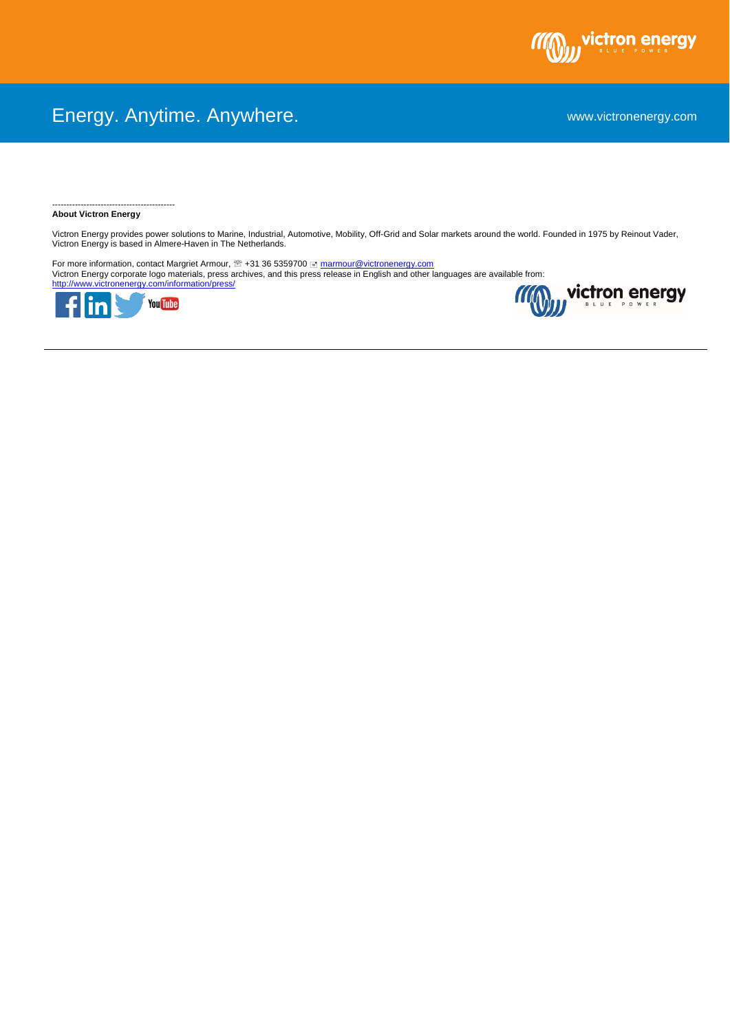------------------------------------------
**About Victron Energy**

Victron Energy provides power solutions to Marine, Industrial, Automotive, Mobility, Off-Grid and Solar markets around the world. Founded in 1975 by Reinout Vader, Victron Energy is based in Almere-Haven in The Netherlands.

For more information, contact Margriet Armour, ☏ +31 36 5359700 ✉ marmour@victronenergy.com
Victron Energy corporate logo materials, press archives, and this press release in English and other languages are available from:
http://www.victronenergy.com/information/press/